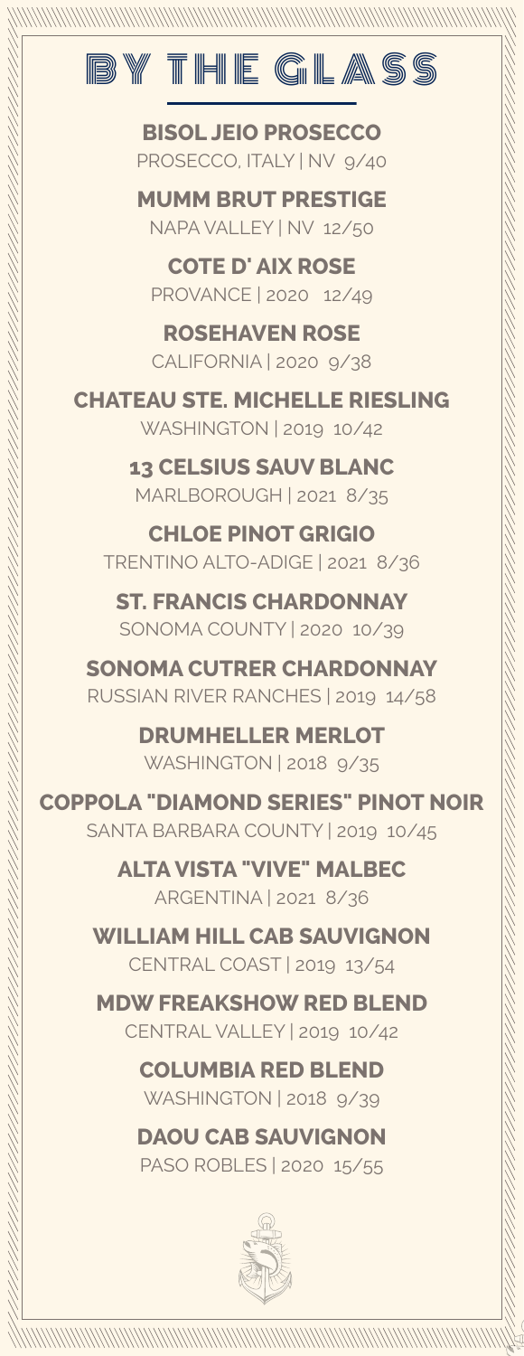# BY THE GLASS

**BISOL JEIO PROSECCO**
PROSECCO, ITALY | NV 9/40

**MUMM BRUT PRESTIGE**
NAPA VALLEY | NV 12/50

**COTE D' AIX ROSE**
PROVANCE | 2020 12/49

**ROSEHAVEN ROSE**
CALIFORNIA | 2020 9/38

**CHATEAU STE. MICHELLE RIESLING**
WASHINGTON | 2019 10/42

**13 CELSIUS SAUV BLANC**
MARLBOROUGH | 2021 8/35

**CHLOE PINOT GRIGIO**
TRENTINO ALTO-ADIGE | 2021 8/36

**ST. FRANCIS CHARDONNAY**
SONOMA COUNTY | 2020 10/39

**SONOMA CUTRER CHARDONNAY**
RUSSIAN RIVER RANCHES | 2019 14/58

**DRUMHELLER MERLOT**
WASHINGTON | 2018 9/35

**COPPOLA "DIAMOND SERIES" PINOT NOIR**
SANTA BARBARA COUNTY | 2019 10/45

**ALTA VISTA "VIVE" MALBEC**
ARGENTINA | 2021 8/36

**WILLIAM HILL CAB SAUVIGNON**
CENTRAL COAST | 2019 13/54

**MDW FREAKSHOW RED BLEND**
CENTRAL VALLEY | 2019 10/42

**COLUMBIA RED BLEND**
WASHINGTON | 2018 9/39

**DAOU CAB SAUVIGNON**
PASO ROBLES | 2020 15/55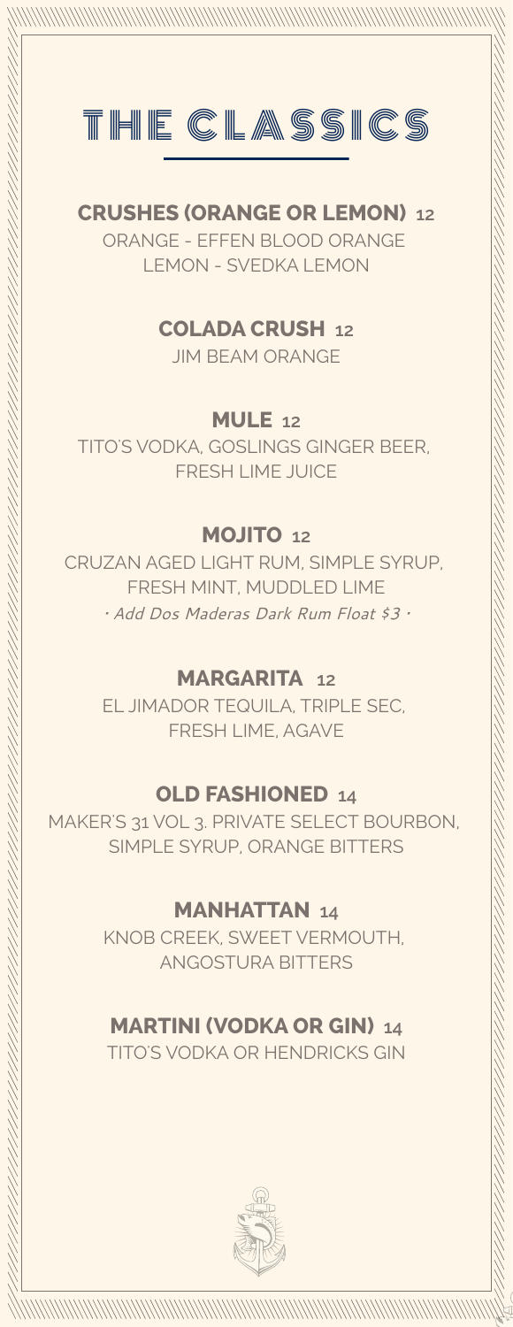# THE CLASSICS

### CRUSHES (ORANGE OR LEMON) 12

ORANGE - EFFEN BLOOD ORANGE
LEMON - SVEDKA LEMON

### COLADA CRUSH 12

JIM BEAM ORANGE

### MULE 12

TITO'S VODKA, GOSLINGS GINGER BEER, FRESH LIME JUICE

### MOJITO 12

CRUZAN AGED LIGHT RUM, SIMPLE SYRUP, FRESH MINT, MUDDLED LIME

*· Add Dos Maderas Dark Rum Float $3 ·*

### MARGARITA 12

EL JIMADOR TEQUILA, TRIPLE SEC, FRESH LIME, AGAVE

### OLD FASHIONED 14

MAKER'S 31 VOL 3. PRIVATE SELECT BOURBON, SIMPLE SYRUP, ORANGE BITTERS

### MANHATTAN 14

KNOB CREEK, SWEET VERMOUTH, ANGOSTURA BITTERS

### MARTINI (VODKA OR GIN) 14

TITO'S VODKA OR HENDRICKS GIN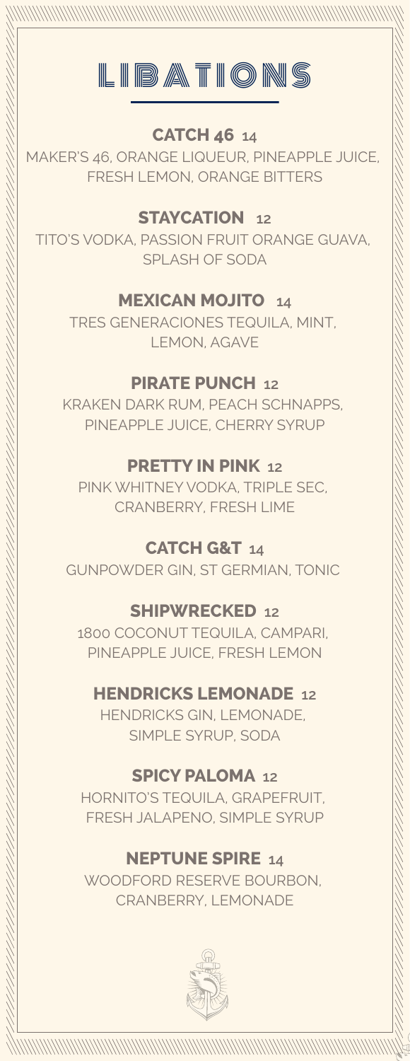# LIBATIONS

## CATCH 46 14

MAKER'S 46, ORANGE LIQUEUR, PINEAPPLE JUICE, FRESH LEMON, ORANGE BITTERS

## STAYCATION 12

TITO'S VODKA, PASSION FRUIT ORANGE GUAVA, SPLASH OF SODA

## MEXICAN MOJITO 14

TRES GENERACIONES TEQUILA, MINT, LEMON, AGAVE

## PIRATE PUNCH 12

KRAKEN DARK RUM, PEACH SCHNAPPS, PINEAPPLE JUICE, CHERRY SYRUP

## PRETTY IN PINK 12

PINK WHITNEY VODKA, TRIPLE SEC, CRANBERRY, FRESH LIME

## CATCH G&T 14

GUNPOWDER GIN, ST GERMIAN, TONIC

## SHIPWRECKED 12

1800 COCONUT TEQUILA, CAMPARI, PINEAPPLE JUICE, FRESH LEMON

## HENDRICKS LEMONADE 12

HENDRICKS GIN, LEMONADE, SIMPLE SYRUP, SODA

## SPICY PALOMA 12

HORNITO'S TEQUILA, GRAPEFRUIT, FRESH JALAPENO, SIMPLE SYRUP

## NEPTUNE SPIRE 14

WOODFORD RESERVE BOURBON, CRANBERRY, LEMONADE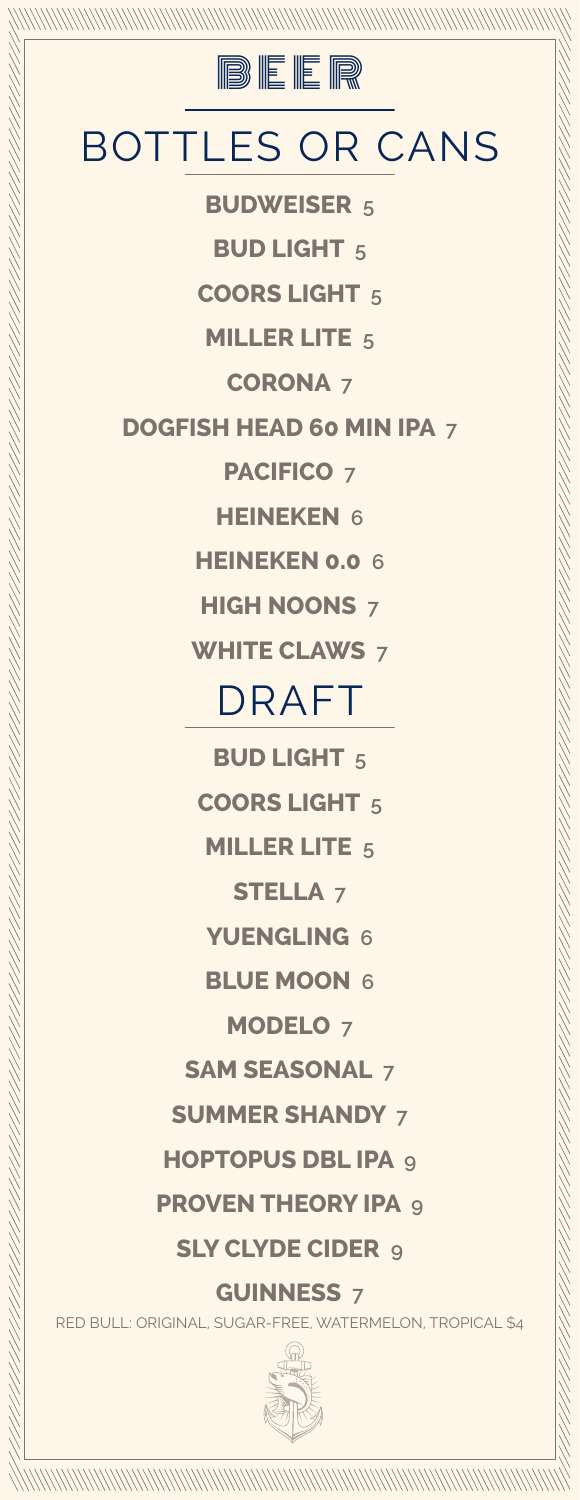# BEER

## BOTTLES OR CANS

**BUDWEISER** 5

**BUD LIGHT** 5

**COORS LIGHT** 5

**MILLER LITE** 5

**CORONA** 7

**DOGFISH HEAD 60 MIN IPA** 7

**PACIFICO** 7

**HEINEKEN** 6

**HEINEKEN 0.0** 6

**HIGH NOONS** 7

**WHITE CLAWS** 7

## DRAFT

**BUD LIGHT** 5

**COORS LIGHT** 5

**MILLER LITE** 5

**STELLA** 7

**YUENGLING** 6

**BLUE MOON** 6

**MODELO** 7

**SAM SEASONAL** 7

**SUMMER SHANDY** 7

**HOPTOPUS DBL IPA** 9

**PROVEN THEORY IPA** 9

**SLY CLYDE CIDER** 9

**GUINNESS** 7

RED BULL: ORIGINAL, SUGAR-FREE, WATERMELON, TROPICAL $4